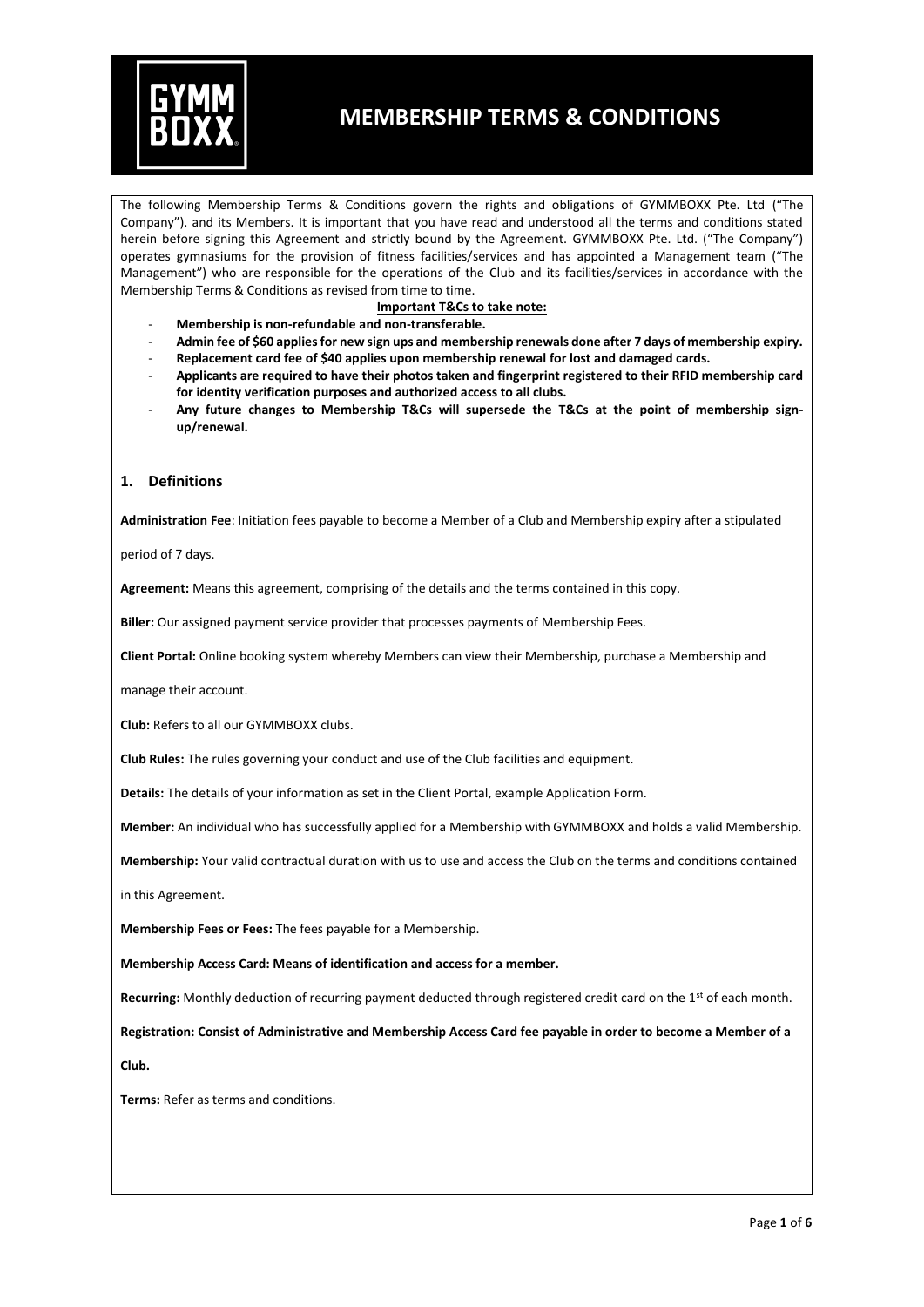# MEMBERSHIP TERMS & CONDITIONS

The following Membership Terms & Conditions govern the rights and obligations of GYMMBOXX Pte. Ltd ("The Company"). and its Members. It is important that you have read and understood all the terms and conditions stated herein before signing this Agreement and strictly bound by the Agreement. GYMMBOXX Pte. Ltd. ("The Company") operates gymnasiums for the provision of fitness facilities/services and has appointed a Management team ("The Management") who are responsible for the operations of the Club and its facilities/services in accordance with the Membership Terms & Conditions as revised from time to time.

**Important T&Cs to take note:**

- **Membership is non-refundable and non-transferable.**
- **Admin fee of $60 applies for new sign ups and membership renewals done after 7 days of membership expiry.**
- **Replacement card fee of $40 applies upon membership renewal for lost and damaged cards.**
- **Applicants are required to have their photos taken and fingerprint registered to their RFID membership card for identity verification purposes and authorized access to all clubs.**
- **Any future changes to Membership T&Cs will supersede the T&Cs at the point of membership sign-up/renewal.**

## 1. Definitions

**Administration Fee**: Initiation fees payable to become a Member of a Club and Membership expiry after a stipulated period of 7 days.

**Agreement:** Means this agreement, comprising of the details and the terms contained in this copy.

**Biller:** Our assigned payment service provider that processes payments of Membership Fees.

**Client Portal:** Online booking system whereby Members can view their Membership, purchase a Membership and manage their account.

**Club:** Refers to all our GYMMBOXX clubs.

**Club Rules:** The rules governing your conduct and use of the Club facilities and equipment.

**Details:** The details of your information as set in the Client Portal, example Application Form.

**Member:** An individual who has successfully applied for a Membership with GYMMBOXX and holds a valid Membership.

**Membership:** Your valid contractual duration with us to use and access the Club on the terms and conditions contained in this Agreement.

**Membership Fees or Fees:** The fees payable for a Membership.

**Membership Access Card: Means of identification and access for a member.**

**Recurring:** Monthly deduction of recurring payment deducted through registered credit card on the 1st of each month.

**Registration: Consist of Administrative and Membership Access Card fee payable in order to become a Member of a Club.**

**Terms:** Refer as terms and conditions.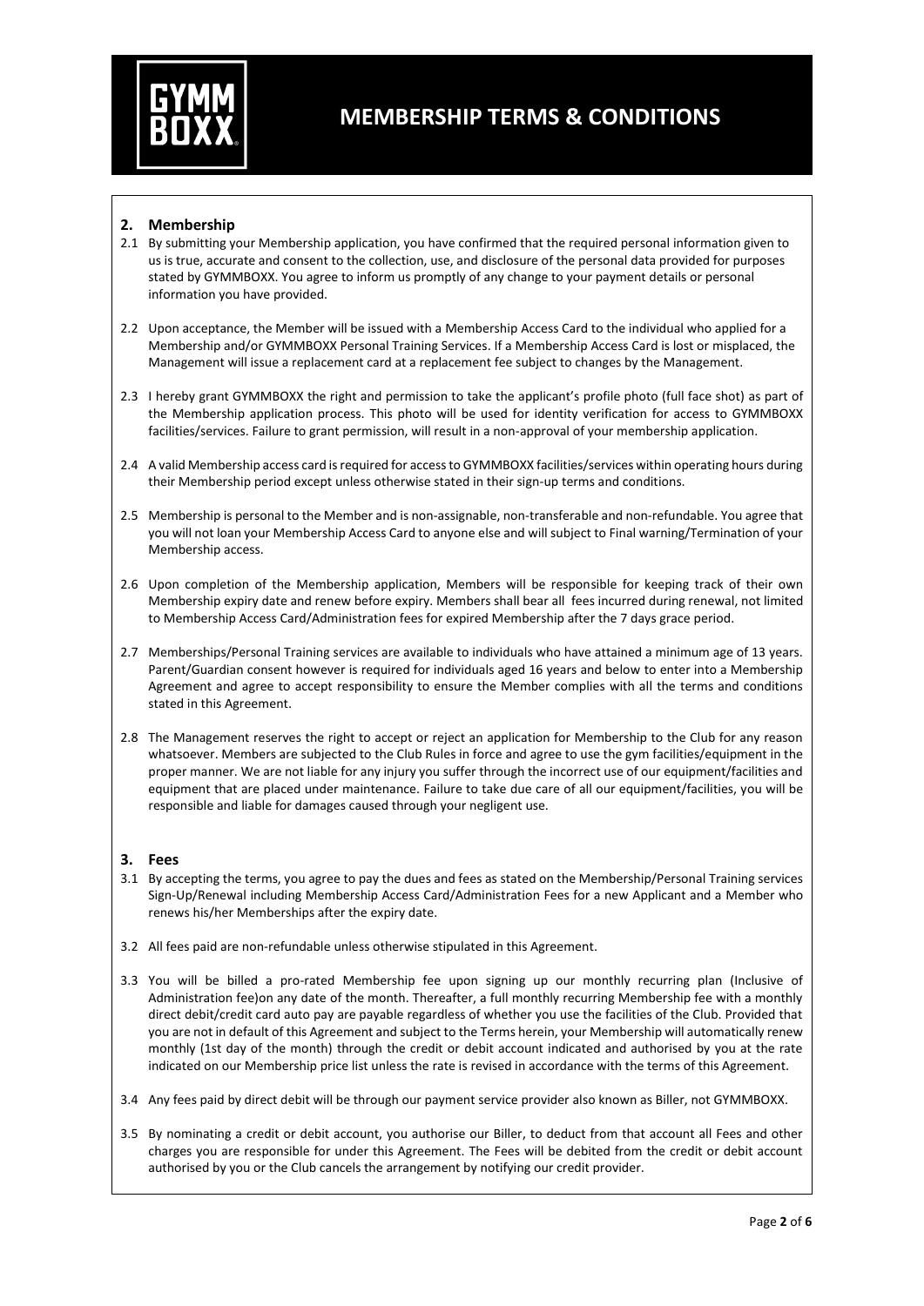# MEMBERSHIP TERMS & CONDITIONS

## 2. Membership

2.1 By submitting your Membership application, you have confirmed that the required personal information given to us is true, accurate and consent to the collection, use, and disclosure of the personal data provided for purposes stated by GYMMBOXX. You agree to inform us promptly of any change to your payment details or personal information you have provided.

2.2 Upon acceptance, the Member will be issued with a Membership Access Card to the individual who applied for a Membership and/or GYMMBOXX Personal Training Services. If a Membership Access Card is lost or misplaced, the Management will issue a replacement card at a replacement fee subject to changes by the Management.

2.3 I hereby grant GYMMBOXX the right and permission to take the applicant's profile photo (full face shot) as part of the Membership application process. This photo will be used for identity verification for access to GYMMBOXX facilities/services. Failure to grant permission, will result in a non-approval of your membership application.

2.4 A valid Membership access card is required for access to GYMMBOXX facilities/services within operating hours during their Membership period except unless otherwise stated in their sign-up terms and conditions.

2.5 Membership is personal to the Member and is non-assignable, non-transferable and non-refundable. You agree that you will not loan your Membership Access Card to anyone else and will subject to Final warning/Termination of your Membership access.

2.6 Upon completion of the Membership application, Members will be responsible for keeping track of their own Membership expiry date and renew before expiry. Members shall bear all fees incurred during renewal, not limited to Membership Access Card/Administration fees for expired Membership after the 7 days grace period.

2.7 Memberships/Personal Training services are available to individuals who have attained a minimum age of 13 years. Parent/Guardian consent however is required for individuals aged 16 years and below to enter into a Membership Agreement and agree to accept responsibility to ensure the Member complies with all the terms and conditions stated in this Agreement.

2.8 The Management reserves the right to accept or reject an application for Membership to the Club for any reason whatsoever. Members are subjected to the Club Rules in force and agree to use the gym facilities/equipment in the proper manner. We are not liable for any injury you suffer through the incorrect use of our equipment/facilities and equipment that are placed under maintenance. Failure to take due care of all our equipment/facilities, you will be responsible and liable for damages caused through your negligent use.

## 3. Fees

3.1 By accepting the terms, you agree to pay the dues and fees as stated on the Membership/Personal Training services Sign-Up/Renewal including Membership Access Card/Administration Fees for a new Applicant and a Member who renews his/her Memberships after the expiry date.

3.2 All fees paid are non-refundable unless otherwise stipulated in this Agreement.

3.3 You will be billed a pro-rated Membership fee upon signing up our monthly recurring plan (Inclusive of Administration fee)on any date of the month. Thereafter, a full monthly recurring Membership fee with a monthly direct debit/credit card auto pay are payable regardless of whether you use the facilities of the Club. Provided that you are not in default of this Agreement and subject to the Terms herein, your Membership will automatically renew monthly (1st day of the month) through the credit or debit account indicated and authorised by you at the rate indicated on our Membership price list unless the rate is revised in accordance with the terms of this Agreement.

3.4 Any fees paid by direct debit will be through our payment service provider also known as Biller, not GYMMBOXX.

3.5 By nominating a credit or debit account, you authorise our Biller, to deduct from that account all Fees and other charges you are responsible for under this Agreement. The Fees will be debited from the credit or debit account authorised by you or the Club cancels the arrangement by notifying our credit provider.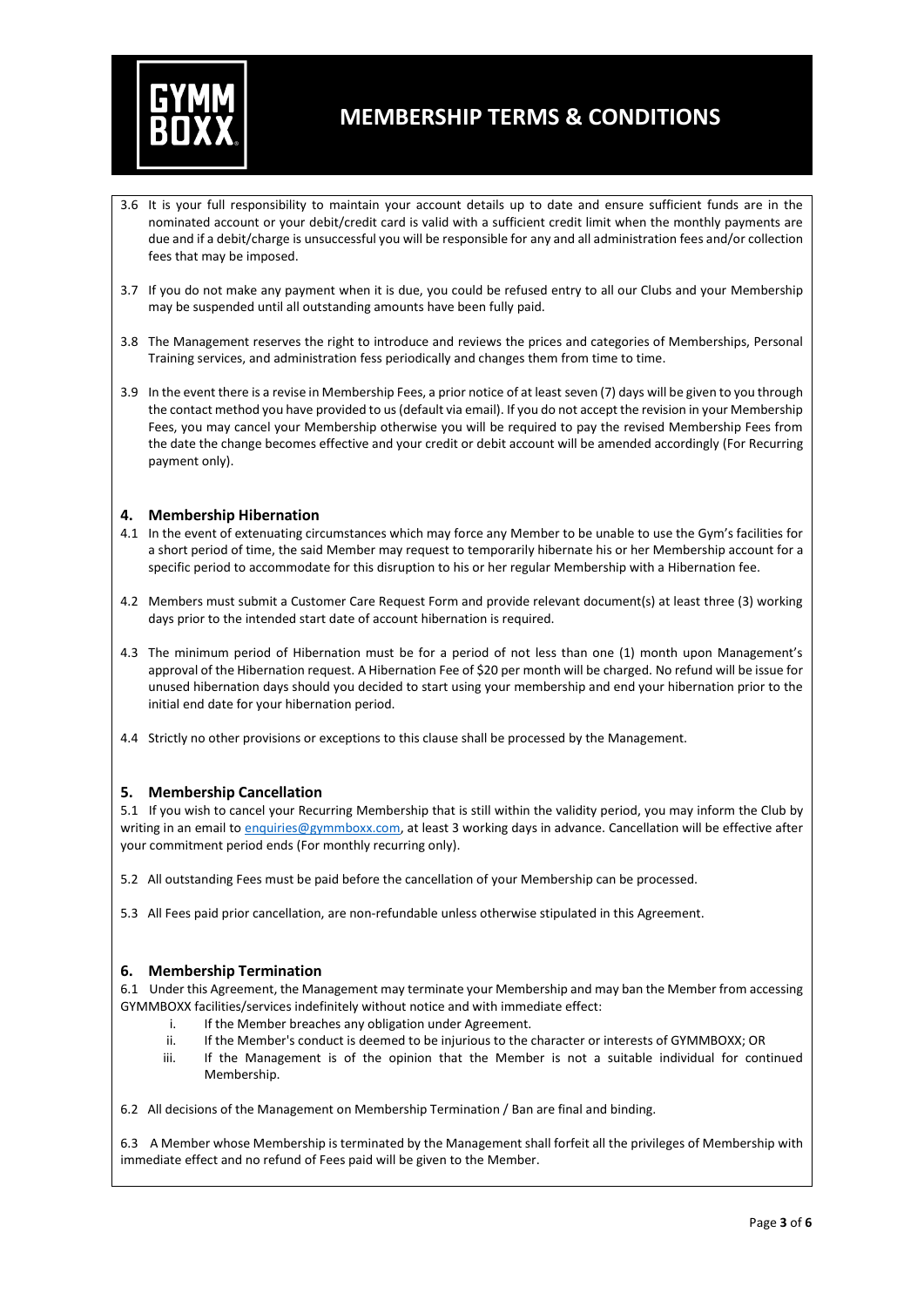# MEMBERSHIP TERMS & CONDITIONS

3.6 It is your full responsibility to maintain your account details up to date and ensure sufficient funds are in the nominated account or your debit/credit card is valid with a sufficient credit limit when the monthly payments are due and if a debit/charge is unsuccessful you will be responsible for any and all administration fees and/or collection fees that may be imposed.

3.7 If you do not make any payment when it is due, you could be refused entry to all our Clubs and your Membership may be suspended until all outstanding amounts have been fully paid.

3.8 The Management reserves the right to introduce and reviews the prices and categories of Memberships, Personal Training services, and administration fess periodically and changes them from time to time.

3.9 In the event there is a revise in Membership Fees, a prior notice of at least seven (7) days will be given to you through the contact method you have provided to us (default via email). If you do not accept the revision in your Membership Fees, you may cancel your Membership otherwise you will be required to pay the revised Membership Fees from the date the change becomes effective and your credit or debit account will be amended accordingly (For Recurring payment only).

## 4. Membership Hibernation

4.1 In the event of extenuating circumstances which may force any Member to be unable to use the Gym's facilities for a short period of time, the said Member may request to temporarily hibernate his or her Membership account for a specific period to accommodate for this disruption to his or her regular Membership with a Hibernation fee.

4.2 Members must submit a Customer Care Request Form and provide relevant document(s) at least three (3) working days prior to the intended start date of account hibernation is required.

4.3 The minimum period of Hibernation must be for a period of not less than one (1) month upon Management's approval of the Hibernation request. A Hibernation Fee of $20 per month will be charged. No refund will be issue for unused hibernation days should you decided to start using your membership and end your hibernation prior to the initial end date for your hibernation period.

4.4 Strictly no other provisions or exceptions to this clause shall be processed by the Management.

## 5. Membership Cancellation

5.1 If you wish to cancel your Recurring Membership that is still within the validity period, you may inform the Club by writing in an email to enquiries@gymmboxx.com, at least 3 working days in advance. Cancellation will be effective after your commitment period ends (For monthly recurring only).

5.2 All outstanding Fees must be paid before the cancellation of your Membership can be processed.

5.3 All Fees paid prior cancellation, are non-refundable unless otherwise stipulated in this Agreement.

## 6. Membership Termination

6.1 Under this Agreement, the Management may terminate your Membership and may ban the Member from accessing GYMMBOXX facilities/services indefinitely without notice and with immediate effect:

i. If the Member breaches any obligation under Agreement.
ii. If the Member's conduct is deemed to be injurious to the character or interests of GYMMBOXX; OR
iii. If the Management is of the opinion that the Member is not a suitable individual for continued Membership.

6.2 All decisions of the Management on Membership Termination / Ban are final and binding.

6.3 A Member whose Membership is terminated by the Management shall forfeit all the privileges of Membership with immediate effect and no refund of Fees paid will be given to the Member.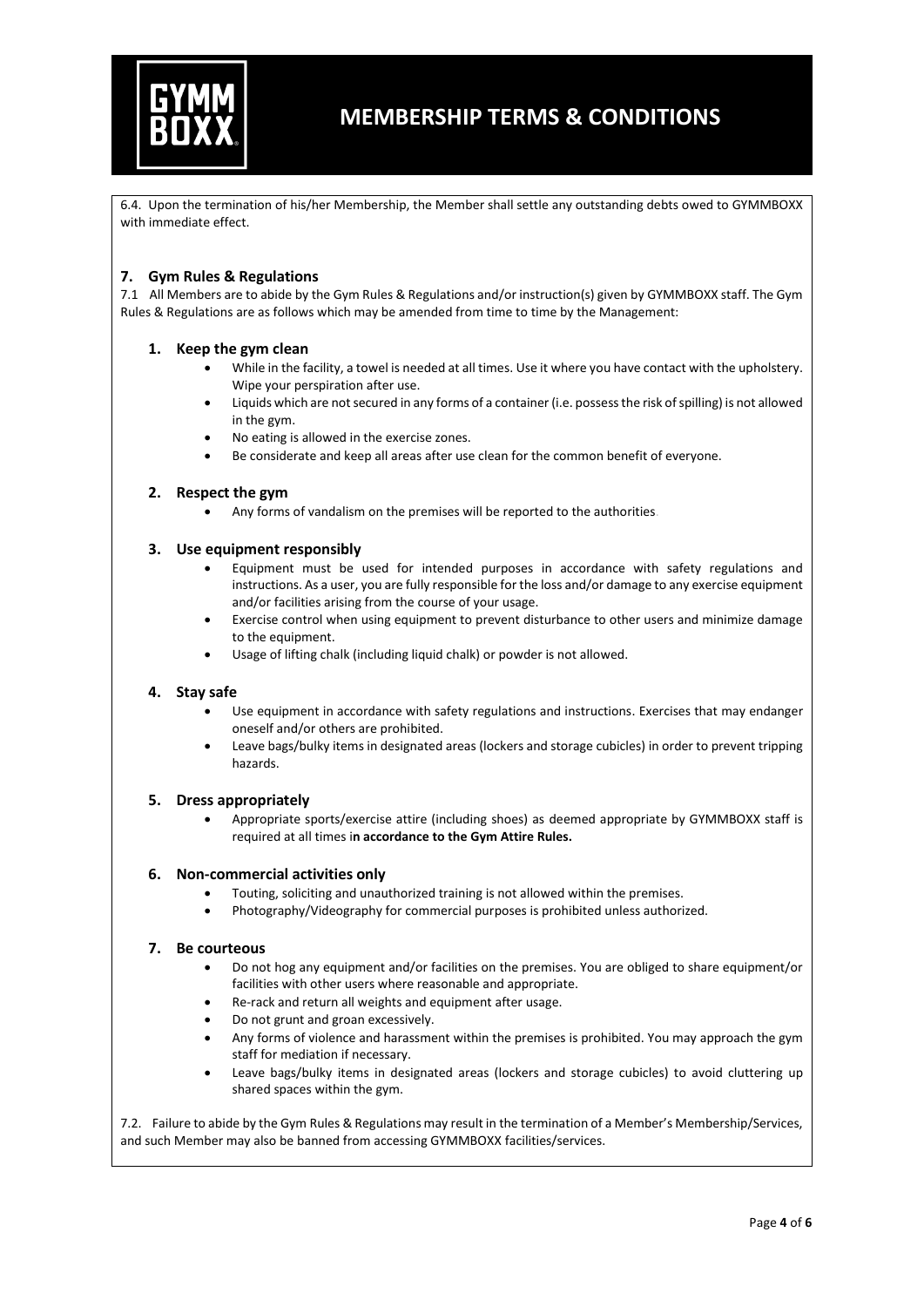6.4. Upon the termination of his/her Membership, the Member shall settle any outstanding debts owed to GYMMBOXX with immediate effect.

## 7. Gym Rules & Regulations

7.1 All Members are to abide by the Gym Rules & Regulations and/or instruction(s) given by GYMMBOXX staff. The Gym Rules & Regulations are as follows which may be amended from time to time by the Management:

### 1. Keep the gym clean

- While in the facility, a towel is needed at all times. Use it where you have contact with the upholstery. Wipe your perspiration after use.
- Liquids which are not secured in any forms of a container (i.e. possess the risk of spilling) is not allowed in the gym.
- No eating is allowed in the exercise zones.
- Be considerate and keep all areas after use clean for the common benefit of everyone.

### 2. Respect the gym

- Any forms of vandalism on the premises will be reported to the authorities

### 3. Use equipment responsibly

- Equipment must be used for intended purposes in accordance with safety regulations and instructions. As a user, you are fully responsible for the loss and/or damage to any exercise equipment and/or facilities arising from the course of your usage.
- Exercise control when using equipment to prevent disturbance to other users and minimize damage to the equipment.
- Usage of lifting chalk (including liquid chalk) or powder is not allowed.

### 4. Stay safe

- Use equipment in accordance with safety regulations and instructions. Exercises that may endanger oneself and/or others are prohibited.
- Leave bags/bulky items in designated areas (lockers and storage cubicles) in order to prevent tripping hazards.

### 5. Dress appropriately

- Appropriate sports/exercise attire (including shoes) as deemed appropriate by GYMMBOXX staff is required at all times i**n accordance to the Gym Attire Rules.**

### 6. Non-commercial activities only

- Touting, soliciting and unauthorized training is not allowed within the premises.
- Photography/Videography for commercial purposes is prohibited unless authorized.

### 7. Be courteous

- Do not hog any equipment and/or facilities on the premises. You are obliged to share equipment/or facilities with other users where reasonable and appropriate.
- Re-rack and return all weights and equipment after usage.
- Do not grunt and groan excessively.
- Any forms of violence and harassment within the premises is prohibited. You may approach the gym staff for mediation if necessary.
- Leave bags/bulky items in designated areas (lockers and storage cubicles) to avoid cluttering up shared spaces within the gym.

7.2. Failure to abide by the Gym Rules & Regulations may result in the termination of a Member's Membership/Services, and such Member may also be banned from accessing GYMMBOXX facilities/services.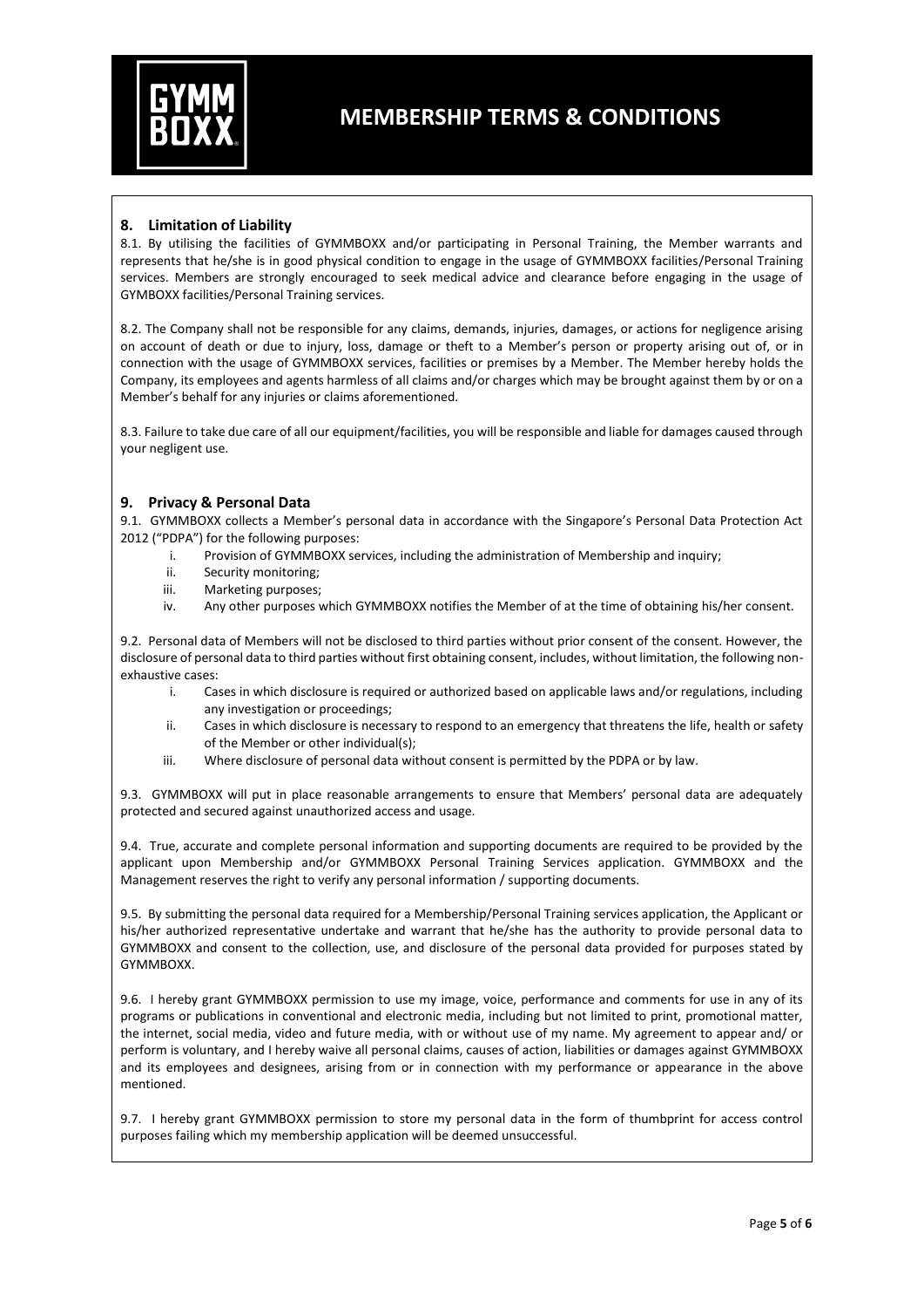## 8. Limitation of Liability

8.1. By utilising the facilities of GYMMBOXX and/or participating in Personal Training, the Member warrants and represents that he/she is in good physical condition to engage in the usage of GYMMBOXX facilities/Personal Training services. Members are strongly encouraged to seek medical advice and clearance before engaging in the usage of GYMBOXX facilities/Personal Training services.

8.2. The Company shall not be responsible for any claims, demands, injuries, damages, or actions for negligence arising on account of death or due to injury, loss, damage or theft to a Member's person or property arising out of, or in connection with the usage of GYMMBOXX services, facilities or premises by a Member. The Member hereby holds the Company, its employees and agents harmless of all claims and/or charges which may be brought against them by or on a Member's behalf for any injuries or claims aforementioned.

8.3. Failure to take due care of all our equipment/facilities, you will be responsible and liable for damages caused through your negligent use.

## 9. Privacy & Personal Data

9.1. GYMMBOXX collects a Member's personal data in accordance with the Singapore's Personal Data Protection Act 2012 ("PDPA") for the following purposes:

i. Provision of GYMMBOXX services, including the administration of Membership and inquiry;
ii. Security monitoring;
iii. Marketing purposes;
iv. Any other purposes which GYMMBOXX notifies the Member of at the time of obtaining his/her consent.

9.2. Personal data of Members will not be disclosed to third parties without prior consent of the consent. However, the disclosure of personal data to third parties without first obtaining consent, includes, without limitation, the following non-exhaustive cases:

i. Cases in which disclosure is required or authorized based on applicable laws and/or regulations, including any investigation or proceedings;
ii. Cases in which disclosure is necessary to respond to an emergency that threatens the life, health or safety of the Member or other individual(s);
iii. Where disclosure of personal data without consent is permitted by the PDPA or by law.

9.3. GYMMBOXX will put in place reasonable arrangements to ensure that Members' personal data are adequately protected and secured against unauthorized access and usage.

9.4. True, accurate and complete personal information and supporting documents are required to be provided by the applicant upon Membership and/or GYMMBOXX Personal Training Services application. GYMMBOXX and the Management reserves the right to verify any personal information / supporting documents.

9.5. By submitting the personal data required for a Membership/Personal Training services application, the Applicant or his/her authorized representative undertake and warrant that he/she has the authority to provide personal data to GYMMBOXX and consent to the collection, use, and disclosure of the personal data provided for purposes stated by GYMMBOXX.

9.6. I hereby grant GYMMBOXX permission to use my image, voice, performance and comments for use in any of its programs or publications in conventional and electronic media, including but not limited to print, promotional matter, the internet, social media, video and future media, with or without use of my name. My agreement to appear and/ or perform is voluntary, and I hereby waive all personal claims, causes of action, liabilities or damages against GYMMBOXX and its employees and designees, arising from or in connection with my performance or appearance in the above mentioned.

9.7. I hereby grant GYMMBOXX permission to store my personal data in the form of thumbprint for access control purposes failing which my membership application will be deemed unsuccessful.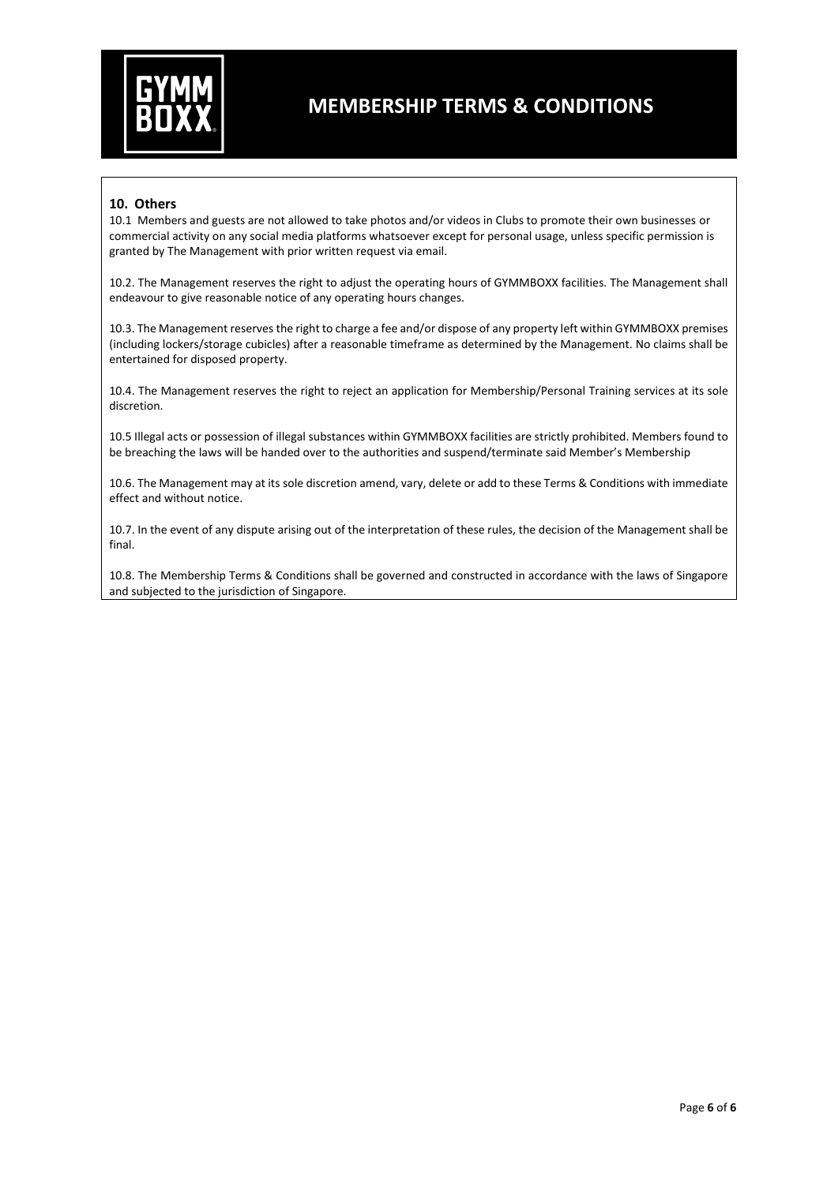## 10. Others

10.1 Members and guests are not allowed to take photos and/or videos in Clubs to promote their own businesses or commercial activity on any social media platforms whatsoever except for personal usage, unless specific permission is granted by The Management with prior written request via email.

10.2. The Management reserves the right to adjust the operating hours of GYMMBOXX facilities. The Management shall endeavour to give reasonable notice of any operating hours changes.

10.3. The Management reserves the right to charge a fee and/or dispose of any property left within GYMMBOXX premises (including lockers/storage cubicles) after a reasonable timeframe as determined by the Management. No claims shall be entertained for disposed property.

10.4. The Management reserves the right to reject an application for Membership/Personal Training services at its sole discretion.

10.5 Illegal acts or possession of illegal substances within GYMMBOXX facilities are strictly prohibited. Members found to be breaching the laws will be handed over to the authorities and suspend/terminate said Member's Membership

10.6. The Management may at its sole discretion amend, vary, delete or add to these Terms & Conditions with immediate effect and without notice.

10.7. In the event of any dispute arising out of the interpretation of these rules, the decision of the Management shall be final.

10.8. The Membership Terms & Conditions shall be governed and constructed in accordance with the laws of Singapore and subjected to the jurisdiction of Singapore.